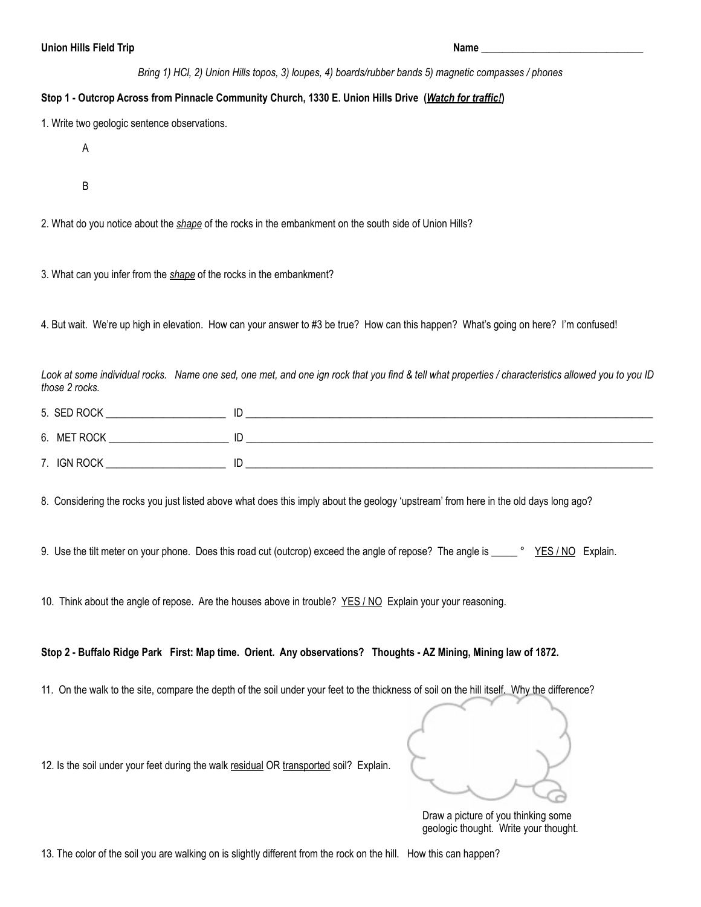**Union Hills Field Trip** **Name** ________________________________

*Bring 1) HCl, 2) Union Hills topos, 3) loupes, 4) boards/rubber bands 5) magnetic compasses / phones*

**Stop 1 - Outcrop Across from Pinnacle Community Church, 1330 E. Union Hills Drive (*Watch for traffic!*)**

1. Write two geologic sentence observations.

   A

   B

2. What do you notice about the *shape* of the rocks in the embankment on the south side of Union Hills?

3. What can you infer from the *shape* of the rocks in the embankment?

4. But wait. We're up high in elevation. How can your answer to #3 be true? How can this happen? What's going on here? I'm confused!

*Look at some individual rocks. Name one sed, one met, and one ign rock that you find & tell what properties / characteristics allowed you to you ID those 2 rocks.*

5. SED ROCK ______________________ ID ________________________________________________________________________________

6. MET ROCK ______________________ ID ________________________________________________________________________________

7. IGN ROCK ______________________ ID ________________________________________________________________________________

8. Considering the rocks you just listed above what does this imply about the geology 'upstream' from here in the old days long ago?

9. Use the tilt meter on your phone. Does this road cut (outcrop) exceed the angle of repose? The angle is _____ ° YES / NO Explain.

10. Think about the angle of repose. Are the houses above in trouble? YES / NO Explain your your reasoning.

**Stop 2 - Buffalo Ridge Park First: Map time. Orient. Any observations? Thoughts - AZ Mining, Mining law of 1872.**

11. On the walk to the site, compare the depth of the soil under your feet to the thickness of soil on the hill itself. Why the difference?

12. Is the soil under your feet during the walk residual OR transported soil? Explain.

Draw a picture of you thinking some geologic thought. Write your thought.

13. The color of the soil you are walking on is slightly different from the rock on the hill. How this can happen?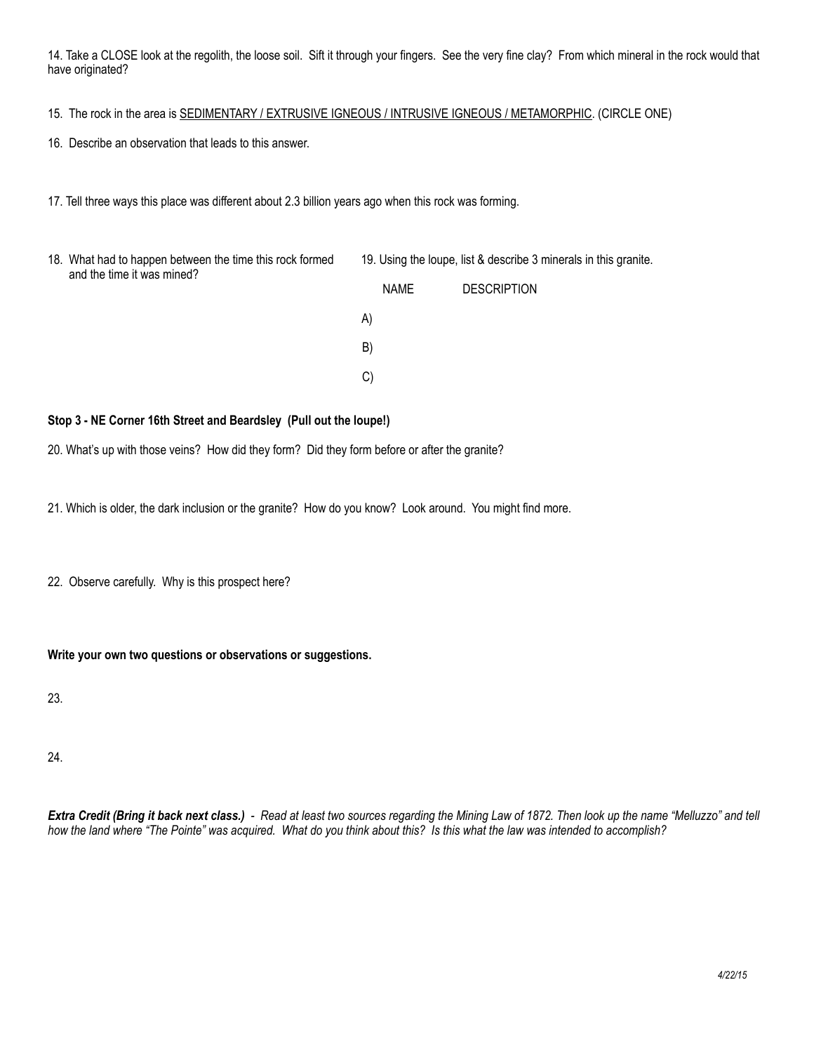14. Take a CLOSE look at the regolith, the loose soil. Sift it through your fingers. See the very fine clay? From which mineral in the rock would that have originated?

15. The rock in the area is SEDIMENTARY / EXTRUSIVE IGNEOUS / INTRUSIVE IGNEOUS / METAMORPHIC. (CIRCLE ONE)

16. Describe an observation that leads to this answer.

17. Tell three ways this place was different about 2.3 billion years ago when this rock was forming.

18. What had to happen between the time this rock formed and the time it was mined?

19. Using the loupe, list & describe 3 minerals in this granite.

| | NAME | DESCRIPTION |
|---|---|---|
| A) | | |
| B) | | |
| C) | | |

**Stop 3 - NE Corner 16th Street and Beardsley (Pull out the loupe!)**

20. What's up with those veins? How did they form? Did they form before or after the granite?

21. Which is older, the dark inclusion or the granite? How do you know? Look around. You might find more.

22. Observe carefully. Why is this prospect here?

**Write your own two questions or observations or suggestions.**

23.

24.

***Extra Credit (Bring it back next class.)*** *- Read at least two sources regarding the Mining Law of 1872. Then look up the name "Melluzzo" and tell how the land where "The Pointe" was acquired. What do you think about this? Is this what the law was intended to accomplish?*

*4/22/15*